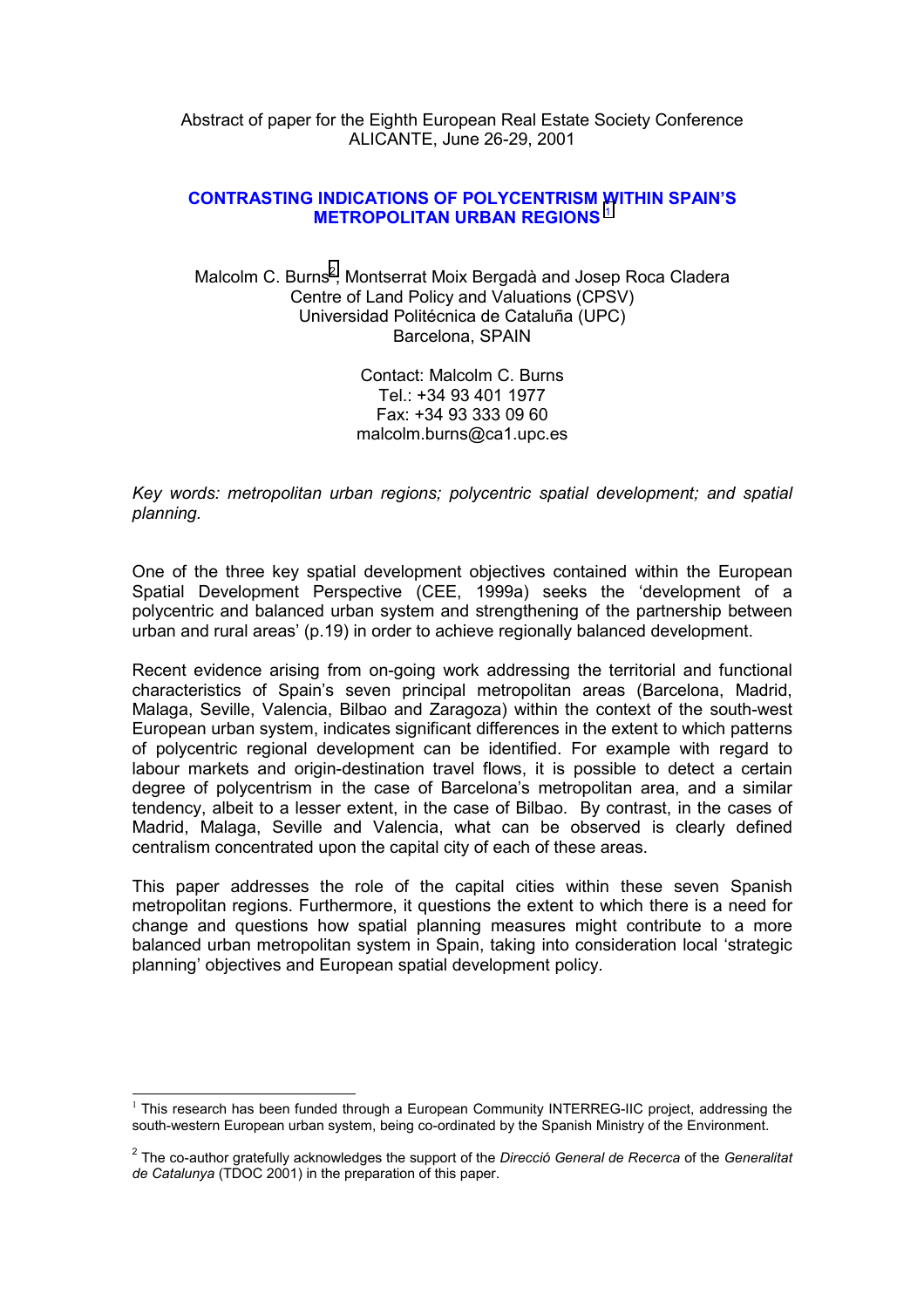Abstract of paper for the Eighth European Real Estate Society Conference
ALICANTE, June 26-29, 2001

# CONTRASTING INDICATIONS OF POLYCENTRISM WITHIN SPAIN'S METROPOLITAN URBAN REGIONS [1]

Malcolm C. Burns[2], Montserrat Moix Bergadà and Josep Roca Cladera
Centre of Land Policy and Valuations (CPSV)
Universidad Politécnica de Cataluña (UPC)
Barcelona, SPAIN

Contact: Malcolm C. Burns
Tel.: +34 93 401 1977
Fax: +34 93 333 09 60
malcolm.burns@ca1.upc.es

*Key words: metropolitan urban regions; polycentric spatial development; and spatial planning.*

One of the three key spatial development objectives contained within the European Spatial Development Perspective (CEE, 1999a) seeks the 'development of a polycentric and balanced urban system and strengthening of the partnership between urban and rural areas' (p.19) in order to achieve regionally balanced development.

Recent evidence arising from on-going work addressing the territorial and functional characteristics of Spain's seven principal metropolitan areas (Barcelona, Madrid, Malaga, Seville, Valencia, Bilbao and Zaragoza) within the context of the south-west European urban system, indicates significant differences in the extent to which patterns of polycentric regional development can be identified. For example with regard to labour markets and origin-destination travel flows, it is possible to detect a certain degree of polycentrism in the case of Barcelona's metropolitan area, and a similar tendency, albeit to a lesser extent, in the case of Bilbao. By contrast, in the cases of Madrid, Malaga, Seville and Valencia, what can be observed is clearly defined centralism concentrated upon the capital city of each of these areas.

This paper addresses the role of the capital cities within these seven Spanish metropolitan regions. Furthermore, it questions the extent to which there is a need for change and questions how spatial planning measures might contribute to a more balanced urban metropolitan system in Spain, taking into consideration local 'strategic planning' objectives and European spatial development policy.

---

[1] This research has been funded through a European Community INTERREG-IIC project, addressing the south-western European urban system, being co-ordinated by the Spanish Ministry of the Environment.

[2] The co-author gratefully acknowledges the support of the *Direcció General de Recerca* of the *Generalitat de Catalunya* (TDOC 2001) in the preparation of this paper.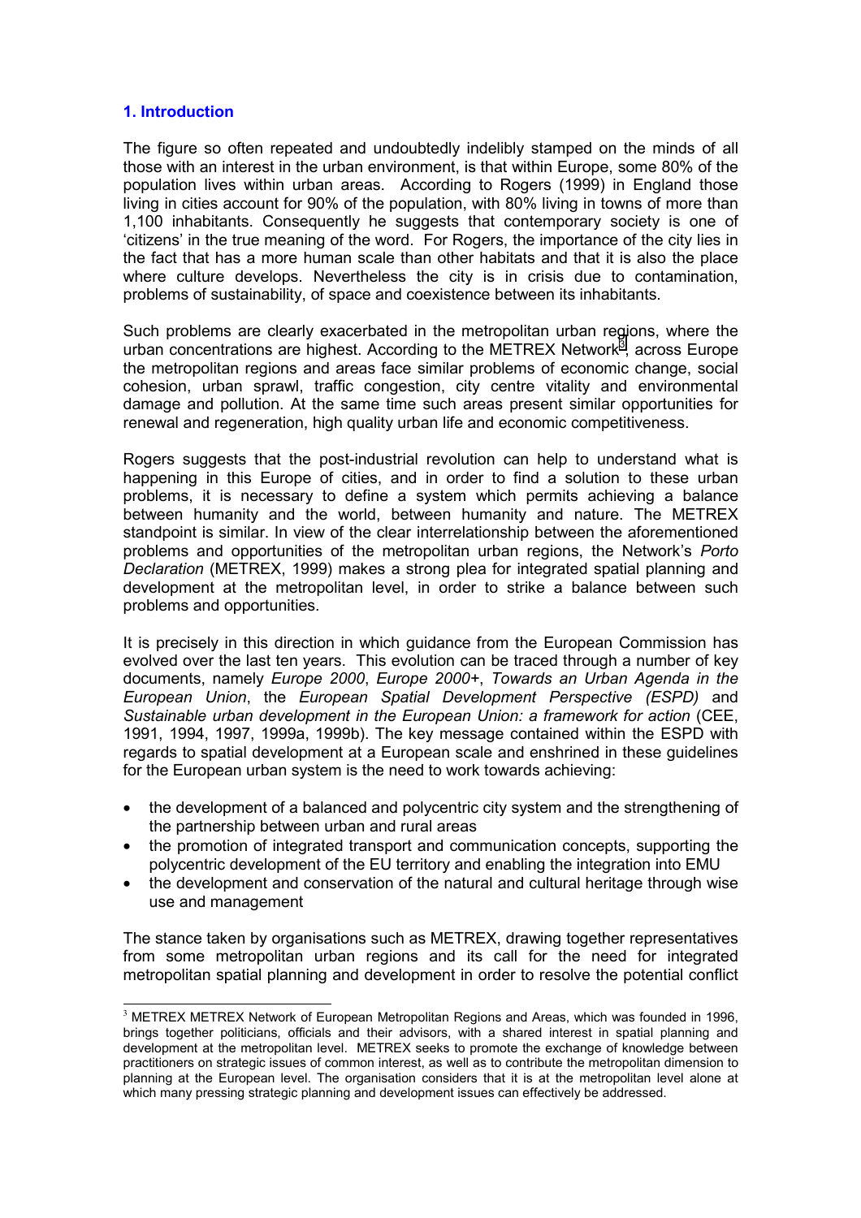## 1. Introduction

The figure so often repeated and undoubtedly indelibly stamped on the minds of all those with an interest in the urban environment, is that within Europe, some 80% of the population lives within urban areas. According to Rogers (1999) in England those living in cities account for 90% of the population, with 80% living in towns of more than 1,100 inhabitants. Consequently he suggests that contemporary society is one of 'citizens' in the true meaning of the word. For Rogers, the importance of the city lies in the fact that has a more human scale than other habitats and that it is also the place where culture develops. Nevertheless the city is in crisis due to contamination, problems of sustainability, of space and coexistence between its inhabitants.

Such problems are clearly exacerbated in the metropolitan urban regions, where the urban concentrations are highest. According to the METREX Network[3], across Europe the metropolitan regions and areas face similar problems of economic change, social cohesion, urban sprawl, traffic congestion, city centre vitality and environmental damage and pollution. At the same time such areas present similar opportunities for renewal and regeneration, high quality urban life and economic competitiveness.

Rogers suggests that the post-industrial revolution can help to understand what is happening in this Europe of cities, and in order to find a solution to these urban problems, it is necessary to define a system which permits achieving a balance between humanity and the world, between humanity and nature. The METREX standpoint is similar. In view of the clear interrelationship between the aforementioned problems and opportunities of the metropolitan urban regions, the Network's *Porto Declaration* (METREX, 1999) makes a strong plea for integrated spatial planning and development at the metropolitan level, in order to strike a balance between such problems and opportunities.

It is precisely in this direction in which guidance from the European Commission has evolved over the last ten years. This evolution can be traced through a number of key documents, namely *Europe 2000*, *Europe 2000+*, *Towards an Urban Agenda in the European Union*, the *European Spatial Development Perspective (ESPD)* and *Sustainable urban development in the European Union: a framework for action* (CEE, 1991, 1994, 1997, 1999a, 1999b). The key message contained within the ESPD with regards to spatial development at a European scale and enshrined in these guidelines for the European urban system is the need to work towards achieving:

- the development of a balanced and polycentric city system and the strengthening of the partnership between urban and rural areas
- the promotion of integrated transport and communication concepts, supporting the polycentric development of the EU territory and enabling the integration into EMU
- the development and conservation of the natural and cultural heritage through wise use and management

The stance taken by organisations such as METREX, drawing together representatives from some metropolitan urban regions and its call for the need for integrated metropolitan spatial planning and development in order to resolve the potential conflict

[3] METREX METREX Network of European Metropolitan Regions and Areas, which was founded in 1996, brings together politicians, officials and their advisors, with a shared interest in spatial planning and development at the metropolitan level. METREX seeks to promote the exchange of knowledge between practitioners on strategic issues of common interest, as well as to contribute the metropolitan dimension to planning at the European level. The organisation considers that it is at the metropolitan level alone at which many pressing strategic planning and development issues can effectively be addressed.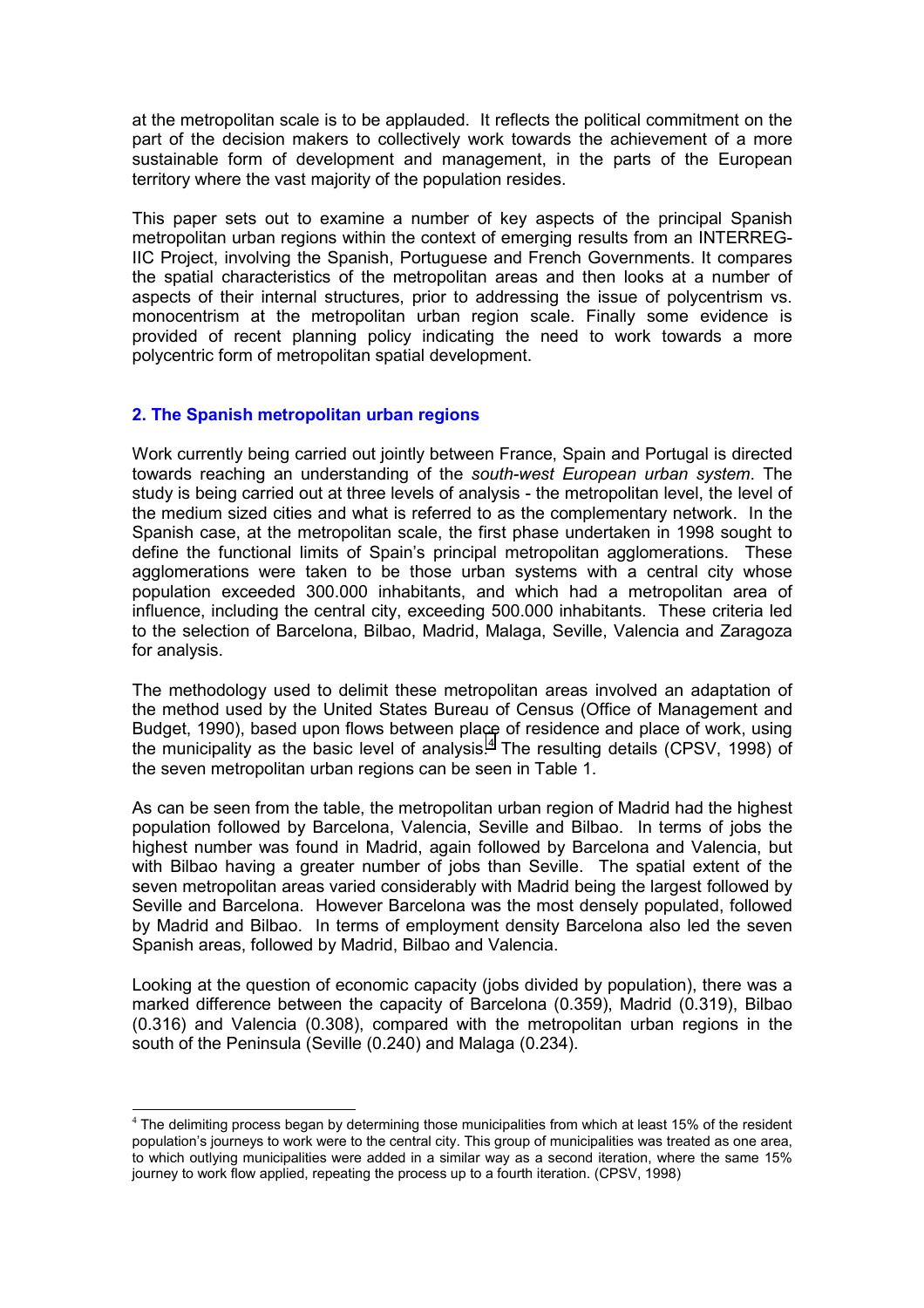at the metropolitan scale is to be applauded. It reflects the political commitment on the part of the decision makers to collectively work towards the achievement of a more sustainable form of development and management, in the parts of the European territory where the vast majority of the population resides.

This paper sets out to examine a number of key aspects of the principal Spanish metropolitan urban regions within the context of emerging results from an INTERREG-IIC Project, involving the Spanish, Portuguese and French Governments. It compares the spatial characteristics of the metropolitan areas and then looks at a number of aspects of their internal structures, prior to addressing the issue of polycentrism vs. monocentrism at the metropolitan urban region scale. Finally some evidence is provided of recent planning policy indicating the need to work towards a more polycentric form of metropolitan spatial development.

## 2. The Spanish metropolitan urban regions

Work currently being carried out jointly between France, Spain and Portugal is directed towards reaching an understanding of the *south-west European urban system*. The study is being carried out at three levels of analysis - the metropolitan level, the level of the medium sized cities and what is referred to as the complementary network. In the Spanish case, at the metropolitan scale, the first phase undertaken in 1998 sought to define the functional limits of Spain's principal metropolitan agglomerations. These agglomerations were taken to be those urban systems with a central city whose population exceeded 300.000 inhabitants, and which had a metropolitan area of influence, including the central city, exceeding 500.000 inhabitants. These criteria led to the selection of Barcelona, Bilbao, Madrid, Malaga, Seville, Valencia and Zaragoza for analysis.

The methodology used to delimit these metropolitan areas involved an adaptation of the method used by the United States Bureau of Census (Office of Management and Budget, 1990), based upon flows between place of residence and place of work, using the municipality as the basic level of analysis.[4] The resulting details (CPSV, 1998) of the seven metropolitan urban regions can be seen in Table 1.

As can be seen from the table, the metropolitan urban region of Madrid had the highest population followed by Barcelona, Valencia, Seville and Bilbao. In terms of jobs the highest number was found in Madrid, again followed by Barcelona and Valencia, but with Bilbao having a greater number of jobs than Seville. The spatial extent of the seven metropolitan areas varied considerably with Madrid being the largest followed by Seville and Barcelona. However Barcelona was the most densely populated, followed by Madrid and Bilbao. In terms of employment density Barcelona also led the seven Spanish areas, followed by Madrid, Bilbao and Valencia.

Looking at the question of economic capacity (jobs divided by population), there was a marked difference between the capacity of Barcelona (0.359), Madrid (0.319), Bilbao (0.316) and Valencia (0.308), compared with the metropolitan urban regions in the south of the Peninsula (Seville (0.240) and Malaga (0.234).

[4] The delimiting process began by determining those municipalities from which at least 15% of the resident population's journeys to work were to the central city. This group of municipalities was treated as one area, to which outlying municipalities were added in a similar way as a second iteration, where the same 15% journey to work flow applied, repeating the process up to a fourth iteration. (CPSV, 1998)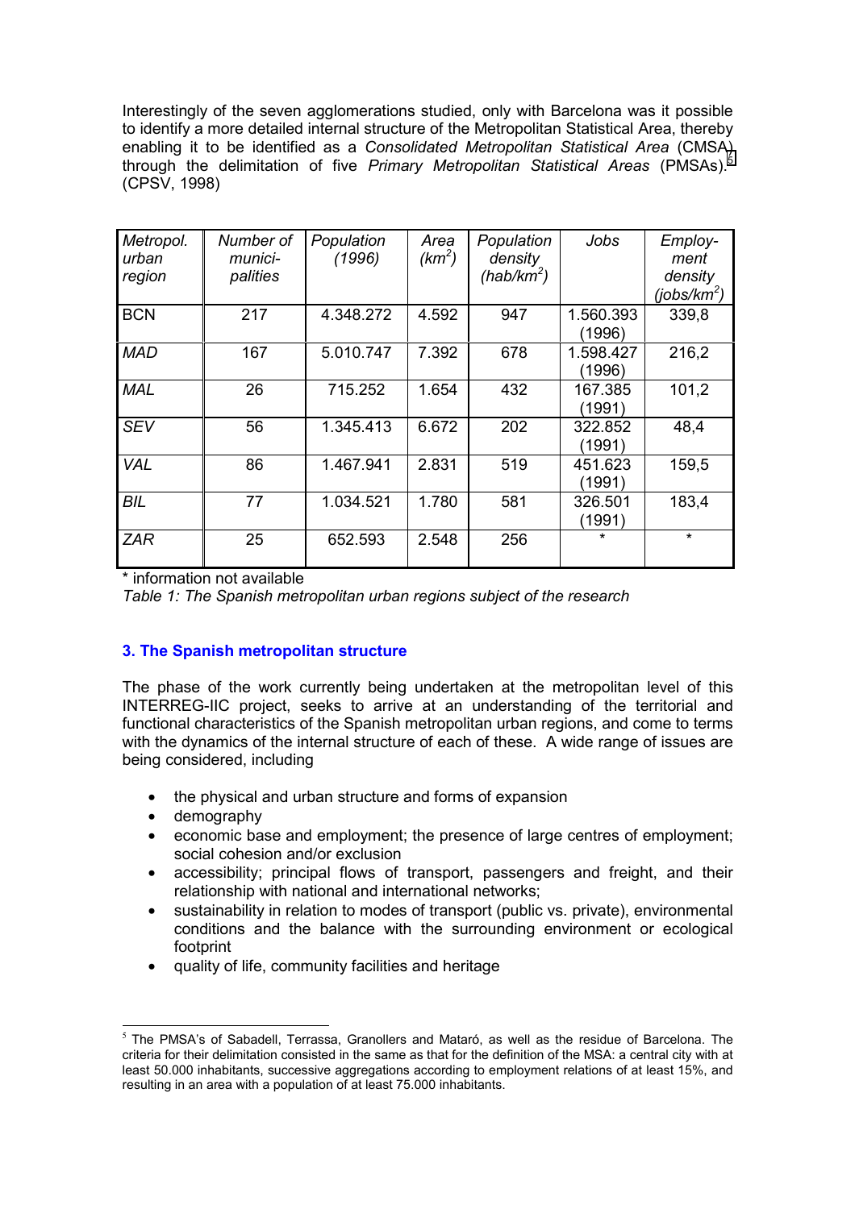Interestingly of the seven agglomerations studied, only with Barcelona was it possible to identify a more detailed internal structure of the Metropolitan Statistical Area, thereby enabling it to be identified as a *Consolidated Metropolitan Statistical Area* (CMSA) through the delimitation of five *Primary Metropolitan Statistical Areas* (PMSAs).[5] (CPSV, 1998)

| *Metropol. urban region* | *Number of munici-palities* | *Population (1996)* | *Area ($km^2$)* | *Population density ($hab/km^2$)* | *Jobs* | *Employ-ment density ($jobs/km^2$)* |
|---|---|---|---|---|---|---|
| BCN | 217 | 4.348.272 | 4.592 | 947 | 1.560.393 (1996) | 339,8 |
| *MAD* | 167 | 5.010.747 | 7.392 | 678 | 1.598.427 (1996) | 216,2 |
| *MAL* | 26 | 715.252 | 1.654 | 432 | 167.385 (1991) | 101,2 |
| *SEV* | 56 | 1.345.413 | 6.672 | 202 | 322.852 (1991) | 48,4 |
| *VAL* | 86 | 1.467.941 | 2.831 | 519 | 451.623 (1991) | 159,5 |
| *BIL* | 77 | 1.034.521 | 1.780 | 581 | 326.501 (1991) | 183,4 |
| *ZAR* | 25 | 652.593 | 2.548 | 256 | * | * |

\* information not available

*Table 1: The Spanish metropolitan urban regions subject of the research*

## 3. The Spanish metropolitan structure

The phase of the work currently being undertaken at the metropolitan level of this INTERREG-IIC project, seeks to arrive at an understanding of the territorial and functional characteristics of the Spanish metropolitan urban regions, and come to terms with the dynamics of the internal structure of each of these. A wide range of issues are being considered, including

- the physical and urban structure and forms of expansion
- demography
- economic base and employment; the presence of large centres of employment; social cohesion and/or exclusion
- accessibility; principal flows of transport, passengers and freight, and their relationship with national and international networks;
- sustainability in relation to modes of transport (public vs. private), environmental conditions and the balance with the surrounding environment or ecological footprint
- quality of life, community facilities and heritage

[5] The PMSA's of Sabadell, Terrassa, Granollers and Mataró, as well as the residue of Barcelona. The criteria for their delimitation consisted in the same as that for the definition of the MSA: a central city with at least 50.000 inhabitants, successive aggregations according to employment relations of at least 15%, and resulting in an area with a population of at least 75.000 inhabitants.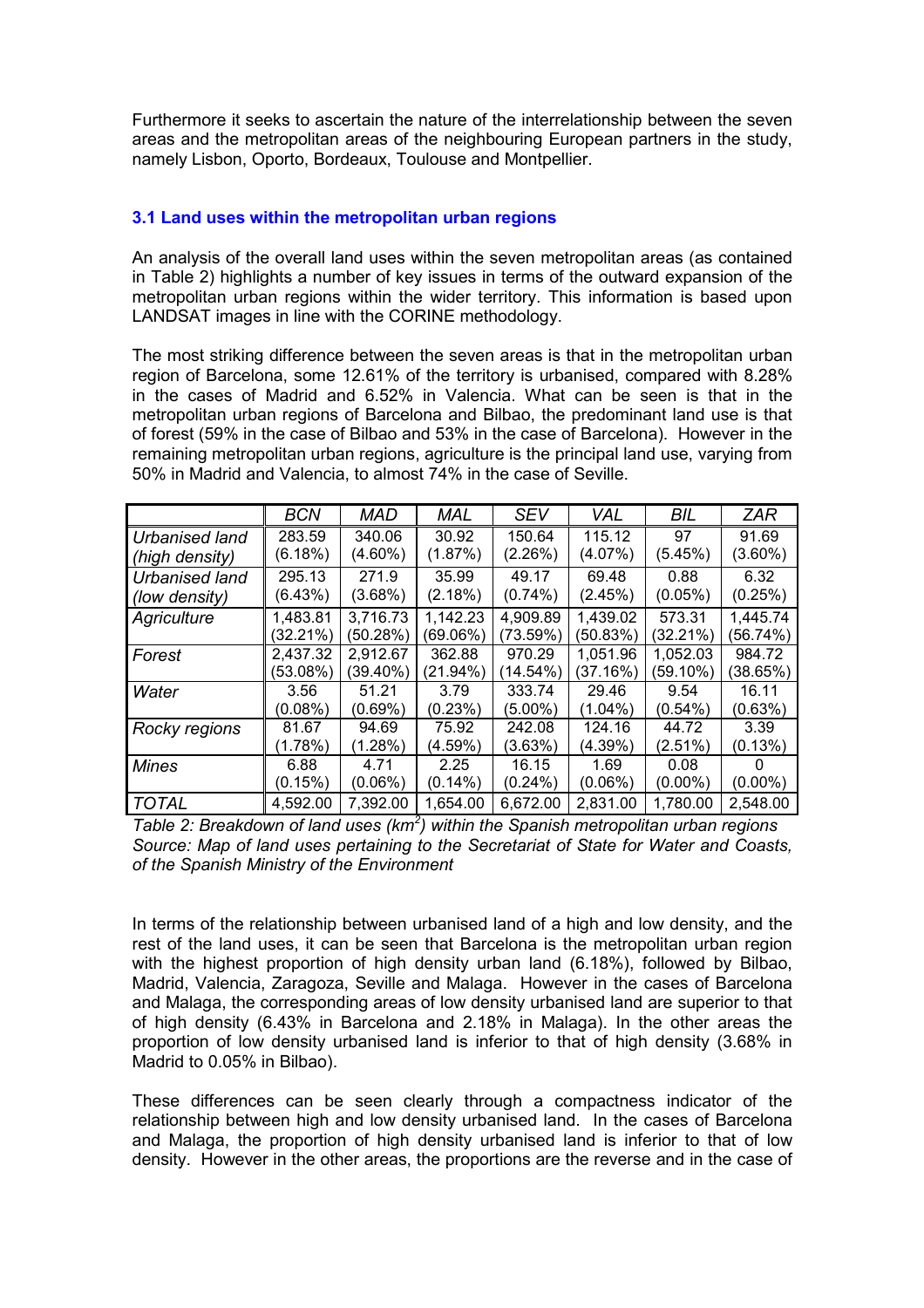Furthermore it seeks to ascertain the nature of the interrelationship between the seven areas and the metropolitan areas of the neighbouring European partners in the study, namely Lisbon, Oporto, Bordeaux, Toulouse and Montpellier.

### 3.1 Land uses within the metropolitan urban regions

An analysis of the overall land uses within the seven metropolitan areas (as contained in Table 2) highlights a number of key issues in terms of the outward expansion of the metropolitan urban regions within the wider territory. This information is based upon LANDSAT images in line with the CORINE methodology.

The most striking difference between the seven areas is that in the metropolitan urban region of Barcelona, some 12.61% of the territory is urbanised, compared with 8.28% in the cases of Madrid and 6.52% in Valencia. What can be seen is that in the metropolitan urban regions of Barcelona and Bilbao, the predominant land use is that of forest (59% in the case of Bilbao and 53% in the case of Barcelona). However in the remaining metropolitan urban regions, agriculture is the principal land use, varying from 50% in Madrid and Valencia, to almost 74% in the case of Seville.

| | *BCN* | *MAD* | *MAL* | *SEV* | *VAL* | *BIL* | *ZAR* |
|---|---|---|---|---|---|---|---|
| *Urbanised land (high density)* | 283.59 (6.18%) | 340.06 (4.60%) | 30.92 (1.87%) | 150.64 (2.26%) | 115.12 (4.07%) | 97 (5.45%) | 91.69 (3.60%) |
| *Urbanised land (low density)* | 295.13 (6.43%) | 271.9 (3.68%) | 35.99 (2.18%) | 49.17 (0.74%) | 69.48 (2.45%) | 0.88 (0.05%) | 6.32 (0.25%) |
| *Agriculture* | 1,483.81 (32.21%) | 3,716.73 (50.28%) | 1,142.23 (69.06%) | 4,909.89 (73.59%) | 1,439.02 (50.83%) | 573.31 (32.21%) | 1,445.74 (56.74%) |
| *Forest* | 2,437.32 (53.08%) | 2,912.67 (39.40%) | 362.88 (21.94%) | 970.29 (14.54%) | 1,051.96 (37.16%) | 1,052.03 (59.10%) | 984.72 (38.65%) |
| *Water* | 3.56 (0.08%) | 51.21 (0.69%) | 3.79 (0.23%) | 333.74 (5.00%) | 29.46 (1.04%) | 9.54 (0.54%) | 16.11 (0.63%) |
| *Rocky regions* | 81.67 (1.78%) | 94.69 (1.28%) | 75.92 (4.59%) | 242.08 (3.63%) | 124.16 (4.39%) | 44.72 (2.51%) | 3.39 (0.13%) |
| *Mines* | 6.88 (0.15%) | 4.71 (0.06%) | 2.25 (0.14%) | 16.15 (0.24%) | 1.69 (0.06%) | 0.08 (0.00%) | 0 (0.00%) |
| *TOTAL* | 4,592.00 | 7,392.00 | 1,654.00 | 6,672.00 | 2,831.00 | 1,780.00 | 2,548.00 |

*Table 2: Breakdown of land uses (km$^2$) within the Spanish metropolitan urban regions*
*Source: Map of land uses pertaining to the Secretariat of State for Water and Coasts, of the Spanish Ministry of the Environment*

In terms of the relationship between urbanised land of a high and low density, and the rest of the land uses, it can be seen that Barcelona is the metropolitan urban region with the highest proportion of high density urban land (6.18%), followed by Bilbao, Madrid, Valencia, Zaragoza, Seville and Malaga. However in the cases of Barcelona and Malaga, the corresponding areas of low density urbanised land are superior to that of high density (6.43% in Barcelona and 2.18% in Malaga). In the other areas the proportion of low density urbanised land is inferior to that of high density (3.68% in Madrid to 0.05% in Bilbao).

These differences can be seen clearly through a compactness indicator of the relationship between high and low density urbanised land. In the cases of Barcelona and Malaga, the proportion of high density urbanised land is inferior to that of low density. However in the other areas, the proportions are the reverse and in the case of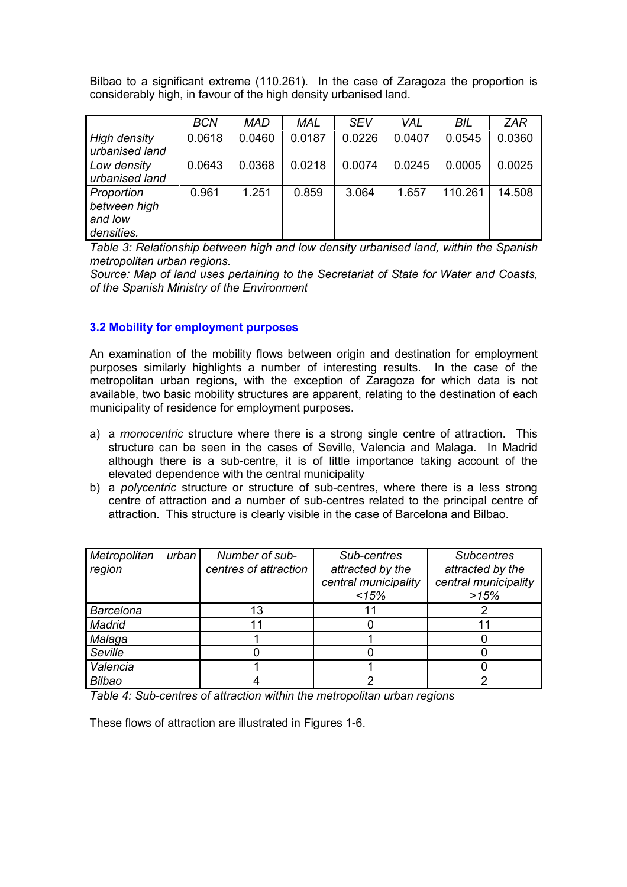Bilbao to a significant extreme (110.261). In the case of Zaragoza the proportion is considerably high, in favour of the high density urbanised land.

| | *BCN* | *MAD* | *MAL* | *SEV* | *VAL* | *BIL* | *ZAR* |
|---|---|---|---|---|---|---|---|
| *High density urbanised land* | 0.0618 | 0.0460 | 0.0187 | 0.0226 | 0.0407 | 0.0545 | 0.0360 |
| *Low density urbanised land* | 0.0643 | 0.0368 | 0.0218 | 0.0074 | 0.0245 | 0.0005 | 0.0025 |
| *Proportion between high and low densities.* | 0.961 | 1.251 | 0.859 | 3.064 | 1.657 | 110.261 | 14.508 |

*Table 3: Relationship between high and low density urbanised land, within the Spanish metropolitan urban regions.*
*Source: Map of land uses pertaining to the Secretariat of State for Water and Coasts, of the Spanish Ministry of the Environment*

### 3.2 Mobility for employment purposes

An examination of the mobility flows between origin and destination for employment purposes similarly highlights a number of interesting results. In the case of the metropolitan urban regions, with the exception of Zaragoza for which data is not available, two basic mobility structures are apparent, relating to the destination of each municipality of residence for employment purposes.

a) a *monocentric* structure where there is a strong single centre of attraction. This structure can be seen in the cases of Seville, Valencia and Malaga. In Madrid although there is a sub-centre, it is of little importance taking account of the elevated dependence with the central municipality
b) a *polycentric* structure or structure of sub-centres, where there is a less strong centre of attraction and a number of sub-centres related to the principal centre of attraction. This structure is clearly visible in the case of Barcelona and Bilbao.

| *Metropolitan urban region* | *Number of sub-centres of attraction* | *Sub-centres attracted by the central municipality <15%* | *Subcentres attracted by the central municipality >15%* |
|---|---|---|---|
| *Barcelona* | 13 | 11 | 2 |
| *Madrid* | 11 | 0 | 11 |
| *Malaga* | 1 | 1 | 0 |
| *Seville* | 0 | 0 | 0 |
| *Valencia* | 1 | 1 | 0 |
| *Bilbao* | 4 | 2 | 2 |

*Table 4: Sub-centres of attraction within the metropolitan urban regions*

These flows of attraction are illustrated in Figures 1-6.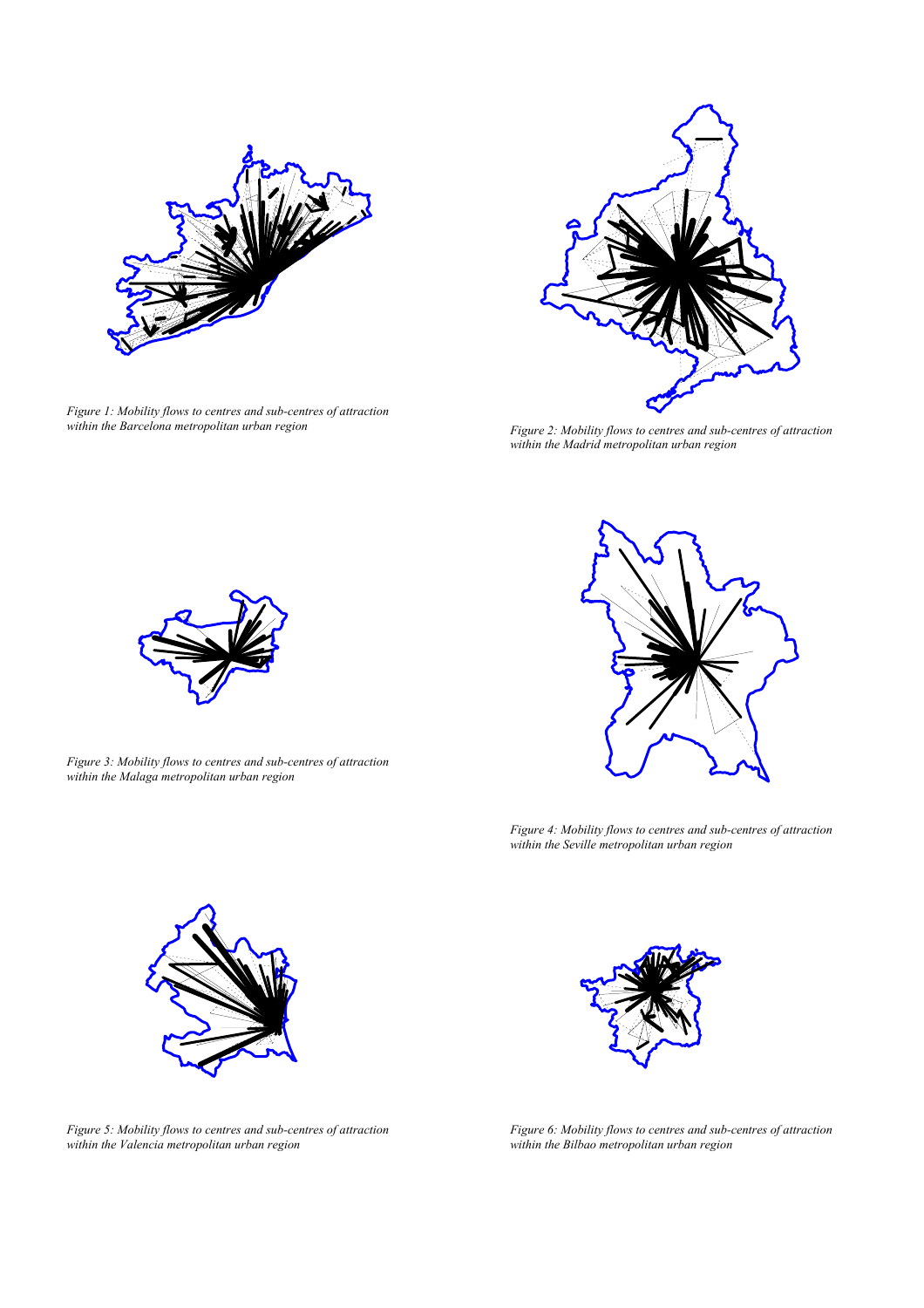*Figure 1: Mobility flows to centres and sub-centres of attraction within the Barcelona metropolitan urban region*

*Figure 2: Mobility flows to centres and sub-centres of attraction within the Madrid metropolitan urban region*

*Figure 3: Mobility flows to centres and sub-centres of attraction within the Malaga metropolitan urban region*

*Figure 4: Mobility flows to centres and sub-centres of attraction within the Seville metropolitan urban region*

*Figure 5: Mobility flows to centres and sub-centres of attraction within the Valencia metropolitan urban region*

*Figure 6: Mobility flows to centres and sub-centres of attraction within the Bilbao metropolitan urban region*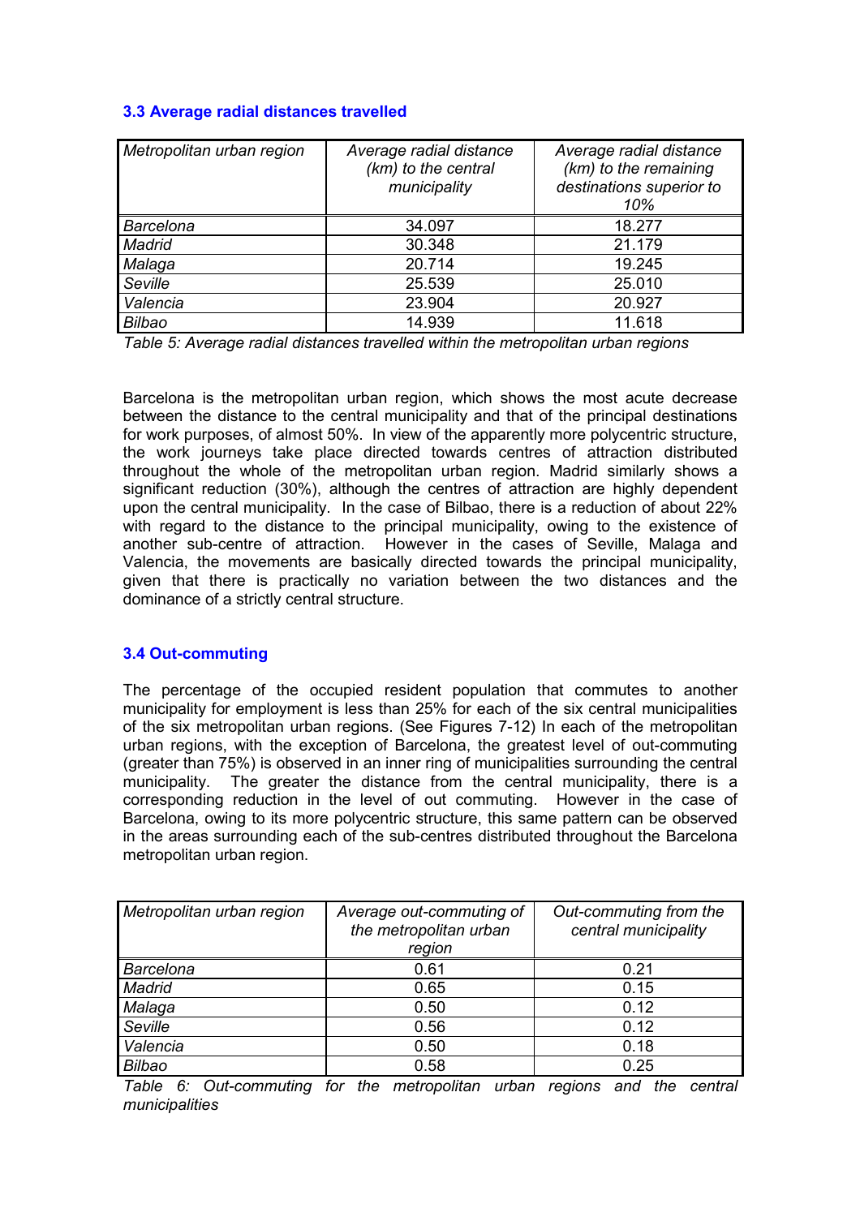### 3.3 Average radial distances travelled

| *Metropolitan urban region* | *Average radial distance (km) to the central municipality* | *Average radial distance (km) to the remaining destinations superior to 10%* |
|---|---|---|
| *Barcelona* | 34.097 | 18.277 |
| *Madrid* | 30.348 | 21.179 |
| *Malaga* | 20.714 | 19.245 |
| *Seville* | 25.539 | 25.010 |
| *Valencia* | 23.904 | 20.927 |
| *Bilbao* | 14.939 | 11.618 |

*Table 5: Average radial distances travelled within the metropolitan urban regions*

Barcelona is the metropolitan urban region, which shows the most acute decrease between the distance to the central municipality and that of the principal destinations for work purposes, of almost 50%. In view of the apparently more polycentric structure, the work journeys take place directed towards centres of attraction distributed throughout the whole of the metropolitan urban region. Madrid similarly shows a significant reduction (30%), although the centres of attraction are highly dependent upon the central municipality. In the case of Bilbao, there is a reduction of about 22% with regard to the distance to the principal municipality, owing to the existence of another sub-centre of attraction. However in the cases of Seville, Malaga and Valencia, the movements are basically directed towards the principal municipality, given that there is practically no variation between the two distances and the dominance of a strictly central structure.

### 3.4 Out-commuting

The percentage of the occupied resident population that commutes to another municipality for employment is less than 25% for each of the six central municipalities of the six metropolitan urban regions. (See Figures 7-12) In each of the metropolitan urban regions, with the exception of Barcelona, the greatest level of out-commuting (greater than 75%) is observed in an inner ring of municipalities surrounding the central municipality. The greater the distance from the central municipality, there is a corresponding reduction in the level of out commuting. However in the case of Barcelona, owing to its more polycentric structure, this same pattern can be observed in the areas surrounding each of the sub-centres distributed throughout the Barcelona metropolitan urban region.

| *Metropolitan urban region* | *Average out-commuting of the metropolitan urban region* | *Out-commuting from the central municipality* |
|---|---|---|
| *Barcelona* | 0.61 | 0.21 |
| *Madrid* | 0.65 | 0.15 |
| *Malaga* | 0.50 | 0.12 |
| *Seville* | 0.56 | 0.12 |
| *Valencia* | 0.50 | 0.18 |
| *Bilbao* | 0.58 | 0.25 |

*Table 6: Out-commuting for the metropolitan urban regions and the central municipalities*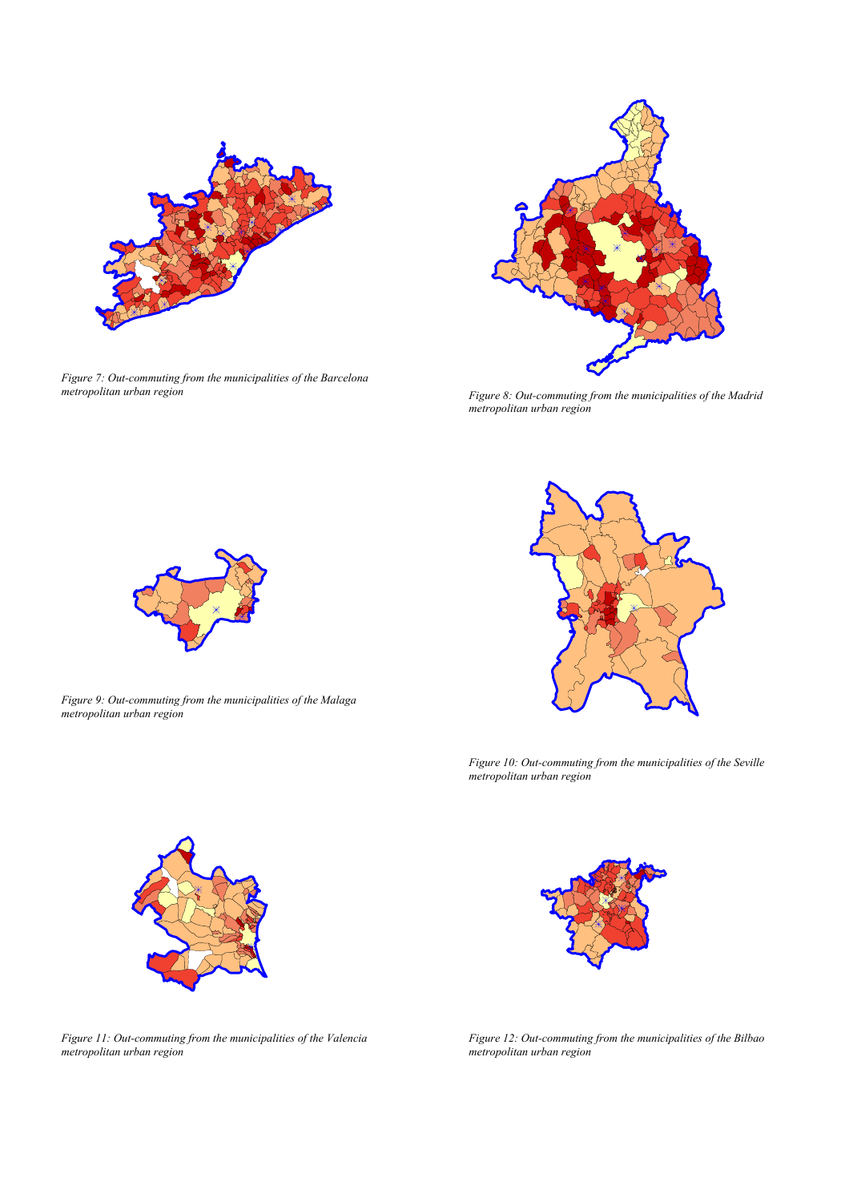*Figure 7: Out-commuting from the municipalities of the Barcelona metropolitan urban region*

*Figure 8: Out-commuting from the municipalities of the Madrid metropolitan urban region*

*Figure 9: Out-commuting from the municipalities of the Malaga metropolitan urban region*

*Figure 10: Out-commuting from the municipalities of the Seville metropolitan urban region*

*Figure 11: Out-commuting from the municipalities of the Valencia metropolitan urban region*

*Figure 12: Out-commuting from the municipalities of the Bilbao metropolitan urban region*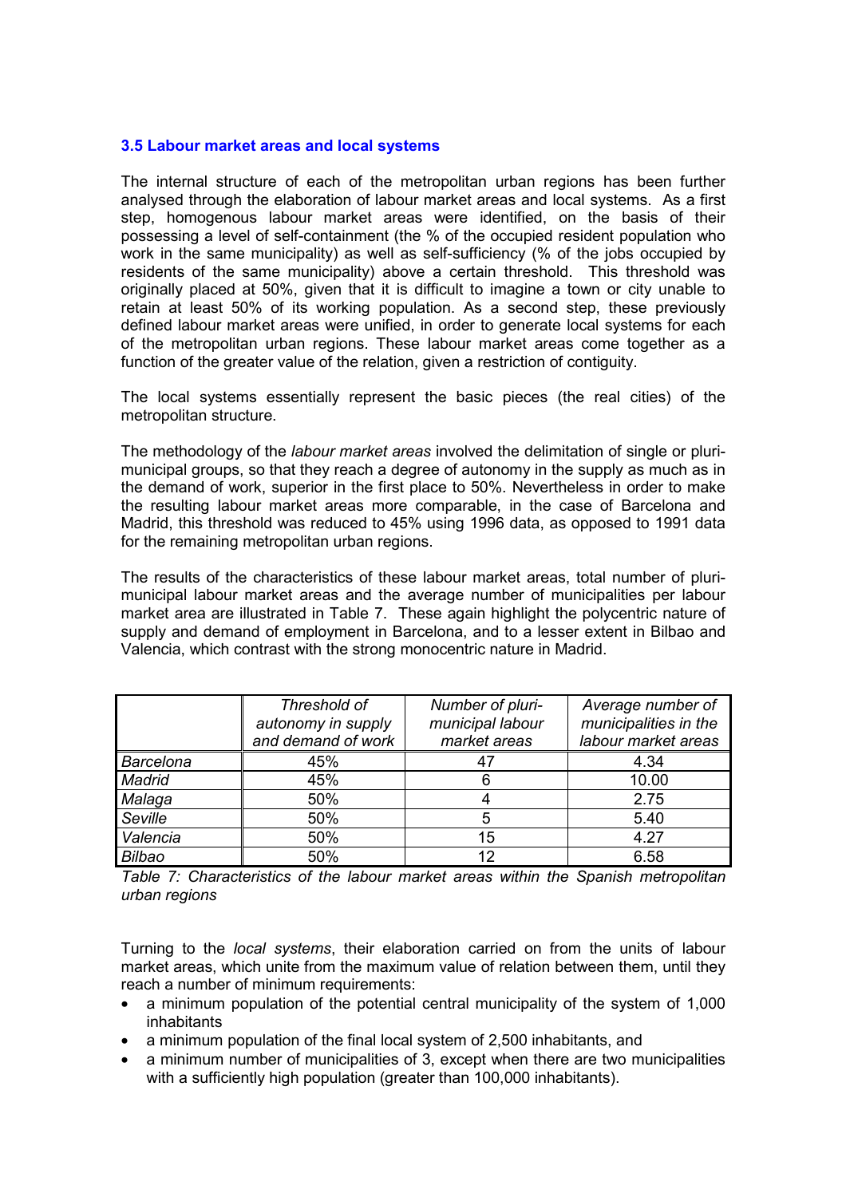### 3.5 Labour market areas and local systems

The internal structure of each of the metropolitan urban regions has been further analysed through the elaboration of labour market areas and local systems. As a first step, homogenous labour market areas were identified, on the basis of their possessing a level of self-containment (the % of the occupied resident population who work in the same municipality) as well as self-sufficiency (% of the jobs occupied by residents of the same municipality) above a certain threshold. This threshold was originally placed at 50%, given that it is difficult to imagine a town or city unable to retain at least 50% of its working population. As a second step, these previously defined labour market areas were unified, in order to generate local systems for each of the metropolitan urban regions. These labour market areas come together as a function of the greater value of the relation, given a restriction of contiguity.

The local systems essentially represent the basic pieces (the real cities) of the metropolitan structure.

The methodology of the *labour market areas* involved the delimitation of single or pluri-municipal groups, so that they reach a degree of autonomy in the supply as much as in the demand of work, superior in the first place to 50%. Nevertheless in order to make the resulting labour market areas more comparable, in the case of Barcelona and Madrid, this threshold was reduced to 45% using 1996 data, as opposed to 1991 data for the remaining metropolitan urban regions.

The results of the characteristics of these labour market areas, total number of pluri-municipal labour market areas and the average number of municipalities per labour market area are illustrated in Table 7. These again highlight the polycentric nature of supply and demand of employment in Barcelona, and to a lesser extent in Bilbao and Valencia, which contrast with the strong monocentric nature in Madrid.

| | *Threshold of autonomy in supply and demand of work* | *Number of pluri-municipal labour market areas* | *Average number of municipalities in the labour market areas* |
|---|---|---|---|
| *Barcelona* | 45% | 47 | 4.34 |
| *Madrid* | 45% | 6 | 10.00 |
| *Malaga* | 50% | 4 | 2.75 |
| *Seville* | 50% | 5 | 5.40 |
| *Valencia* | 50% | 15 | 4.27 |
| *Bilbao* | 50% | 12 | 6.58 |

*Table 7: Characteristics of the labour market areas within the Spanish metropolitan urban regions*

Turning to the *local systems*, their elaboration carried on from the units of labour market areas, which unite from the maximum value of relation between them, until they reach a number of minimum requirements:

- a minimum population of the potential central municipality of the system of 1,000 inhabitants
- a minimum population of the final local system of 2,500 inhabitants, and
- a minimum number of municipalities of 3, except when there are two municipalities with a sufficiently high population (greater than 100,000 inhabitants).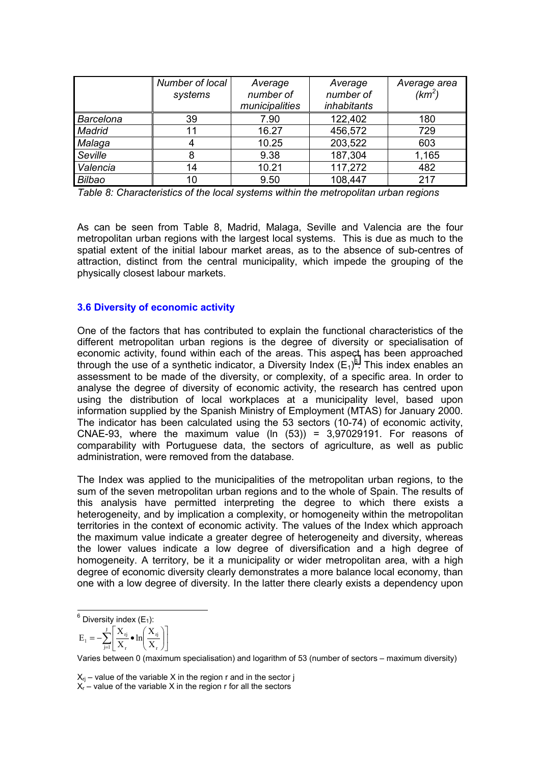| | Number of local systems | Average number of municipalities | Average number of inhabitants | Average area ($km^2$) |
|---|---|---|---|---|
| *Barcelona* | 39 | 7.90 | 122,402 | 180 |
| *Madrid* | 11 | 16.27 | 456,572 | 729 |
| *Malaga* | 4 | 10.25 | 203,522 | 603 |
| *Seville* | 8 | 9.38 | 187,304 | 1,165 |
| *Valencia* | 14 | 10.21 | 117,272 | 482 |
| *Bilbao* | 10 | 9.50 | 108,447 | 217 |

*Table 8: Characteristics of the local systems within the metropolitan urban regions*

As can be seen from Table 8, Madrid, Malaga, Seville and Valencia are the four metropolitan urban regions with the largest local systems. This is due as much to the spatial extent of the initial labour market areas, as to the absence of sub-centres of attraction, distinct from the central municipality, which impede the grouping of the physically closest labour markets.

### 3.6 Diversity of economic activity

One of the factors that has contributed to explain the functional characteristics of the different metropolitan urban regions is the degree of diversity or specialisation of economic activity, found within each of the areas. This aspect has been approached through the use of a synthetic indicator, a Diversity Index ($E_1$)[6]. This index enables an assessment to be made of the diversity, or complexity, of a specific area. In order to analyse the degree of diversity of economic activity, the research has centred upon using the distribution of local workplaces at a municipality level, based upon information supplied by the Spanish Ministry of Employment (MTAS) for January 2000. The indicator has been calculated using the 53 sectors (10-74) of economic activity, CNAE-93, where the maximum value (ln (53)) = 3,97029191. For reasons of comparability with Portuguese data, the sectors of agriculture, as well as public administration, were removed from the database.

The Index was applied to the municipalities of the metropolitan urban regions, to the sum of the seven metropolitan urban regions and to the whole of Spain. The results of this analysis have permitted interpreting the degree to which there exists a heterogeneity, and by implication a complexity, or homogeneity within the metropolitan territories in the context of economic activity. The values of the Index which approach the maximum value indicate a greater degree of heterogeneity and diversity, whereas the lower values indicate a low degree of diversification and a high degree of homogeneity. A territory, be it a municipality or wider metropolitan area, with a high degree of economic diversity clearly demonstrates a more balance local economy, than one with a low degree of diversity. In the latter there clearly exists a dependency upon

---

[6] Diversity index ($E_1$):

$$E_1 = -\sum_{j=1}^{J}\left[\frac{X_{rj}}{X_r} \bullet \ln\left(\frac{X_{rj}}{X_r}\right)\right]$$

Varies between 0 (maximum specialisation) and logarithm of 53 (number of sectors – maximum diversity)

$X_{rj}$ – value of the variable X in the region r and in the sector j
$X_r$ – value of the variable X in the region r for all the sectors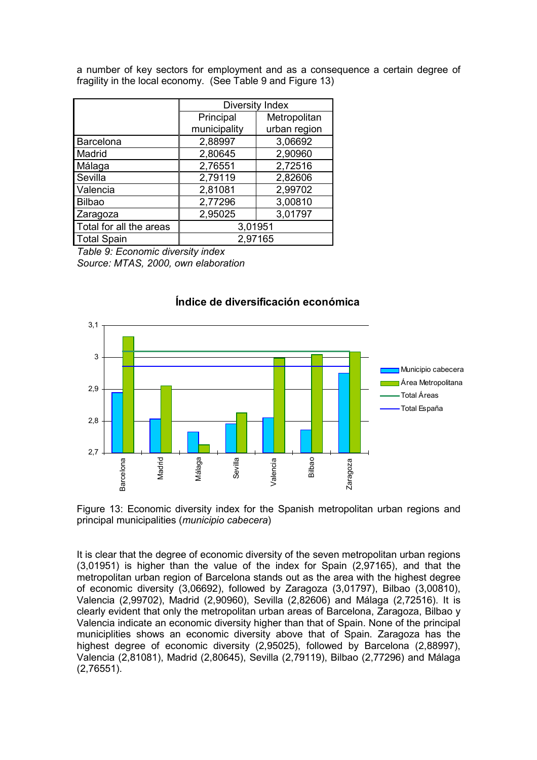a number of key sectors for employment and as a consequence a certain degree of fragility in the local economy. (See Table 9 and Figure 13)

| | Diversity Index | |
|---|---|---|
| | Principal municipality | Metropolitan urban region |
| Barcelona | 2,88997 | 3,06692 |
| Madrid | 2,80645 | 2,90960 |
| Málaga | 2,76551 | 2,72516 |
| Sevilla | 2,79119 | 2,82606 |
| Valencia | 2,81081 | 2,99702 |
| Bilbao | 2,77296 | 3,00810 |
| Zaragoza | 2,95025 | 3,01797 |
| Total for all the areas | 3,01951 | |
| Total Spain | 2,97165 | |

*Table 9: Economic diversity index*
*Source: MTAS, 2000, own elaboration*

Figure 13: Economic diversity index for the Spanish metropolitan urban regions and principal municipalities (*municipio cabecera*)

It is clear that the degree of economic diversity of the seven metropolitan urban regions (3,01951) is higher than the value of the index for Spain (2,97165), and that the metropolitan urban region of Barcelona stands out as the area with the highest degree of economic diversity (3,06692), followed by Zaragoza (3,01797), Bilbao (3,00810), Valencia (2,99702), Madrid (2,90960), Sevilla (2,82606) and Málaga (2,72516). It is clearly evident that only the metropolitan urban areas of Barcelona, Zaragoza, Bilbao y Valencia indicate an economic diversity higher than that of Spain. None of the principal municiplities shows an economic diversity above that of Spain. Zaragoza has the highest degree of economic diversity (2,95025), followed by Barcelona (2,88997), Valencia (2,81081), Madrid (2,80645), Sevilla (2,79119), Bilbao (2,77296) and Málaga (2,76551).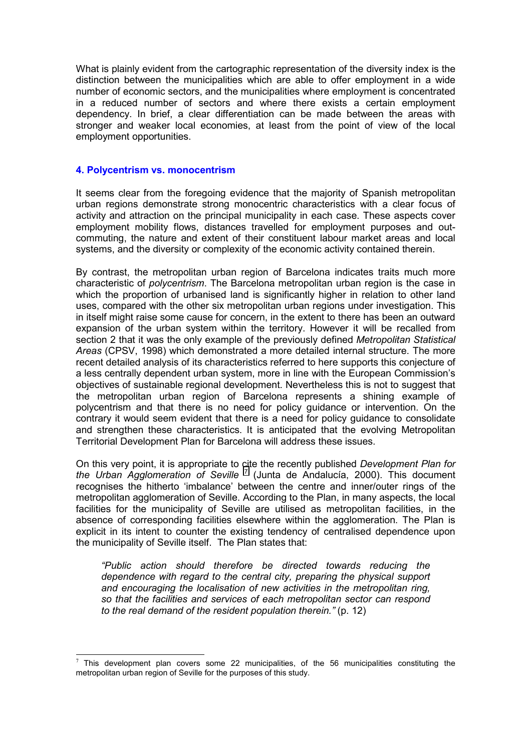What is plainly evident from the cartographic representation of the diversity index is the distinction between the municipalities which are able to offer employment in a wide number of economic sectors, and the municipalities where employment is concentrated in a reduced number of sectors and where there exists a certain employment dependency. In brief, a clear differentiation can be made between the areas with stronger and weaker local economies, at least from the point of view of the local employment opportunities.

## 4. Polycentrism vs. monocentrism

It seems clear from the foregoing evidence that the majority of Spanish metropolitan urban regions demonstrate strong monocentric characteristics with a clear focus of activity and attraction on the principal municipality in each case. These aspects cover employment mobility flows, distances travelled for employment purposes and out-commuting, the nature and extent of their constituent labour market areas and local systems, and the diversity or complexity of the economic activity contained therein.

By contrast, the metropolitan urban region of Barcelona indicates traits much more characteristic of *polycentrism*. The Barcelona metropolitan urban region is the case in which the proportion of urbanised land is significantly higher in relation to other land uses, compared with the other six metropolitan urban regions under investigation. This in itself might raise some cause for concern, in the extent to there has been an outward expansion of the urban system within the territory. However it will be recalled from section 2 that it was the only example of the previously defined *Metropolitan Statistical Areas* (CPSV, 1998) which demonstrated a more detailed internal structure. The more recent detailed analysis of its characteristics referred to here supports this conjecture of a less centrally dependent urban system, more in line with the European Commission's objectives of sustainable regional development. Nevertheless this is not to suggest that the metropolitan urban region of Barcelona represents a shining example of polycentrism and that there is no need for policy guidance or intervention. On the contrary it would seem evident that there is a need for policy guidance to consolidate and strengthen these characteristics. It is anticipated that the evolving Metropolitan Territorial Development Plan for Barcelona will address these issues.

On this very point, it is appropriate to cite the recently published *Development Plan for the Urban Agglomeration of Seville* [7] (Junta de Andalucía, 2000). This document recognises the hitherto 'imbalance' between the centre and inner/outer rings of the metropolitan agglomeration of Seville. According to the Plan, in many aspects, the local facilities for the municipality of Seville are utilised as metropolitan facilities, in the absence of corresponding facilities elsewhere within the agglomeration. The Plan is explicit in its intent to counter the existing tendency of centralised dependence upon the municipality of Seville itself. The Plan states that:

> *"Public action should therefore be directed towards reducing the dependence with regard to the central city, preparing the physical support and encouraging the localisation of new activities in the metropolitan ring, so that the facilities and services of each metropolitan sector can respond to the real demand of the resident population therein."* (p. 12)

---

[7] This development plan covers some 22 municipalities, of the 56 municipalities constituting the metropolitan urban region of Seville for the purposes of this study.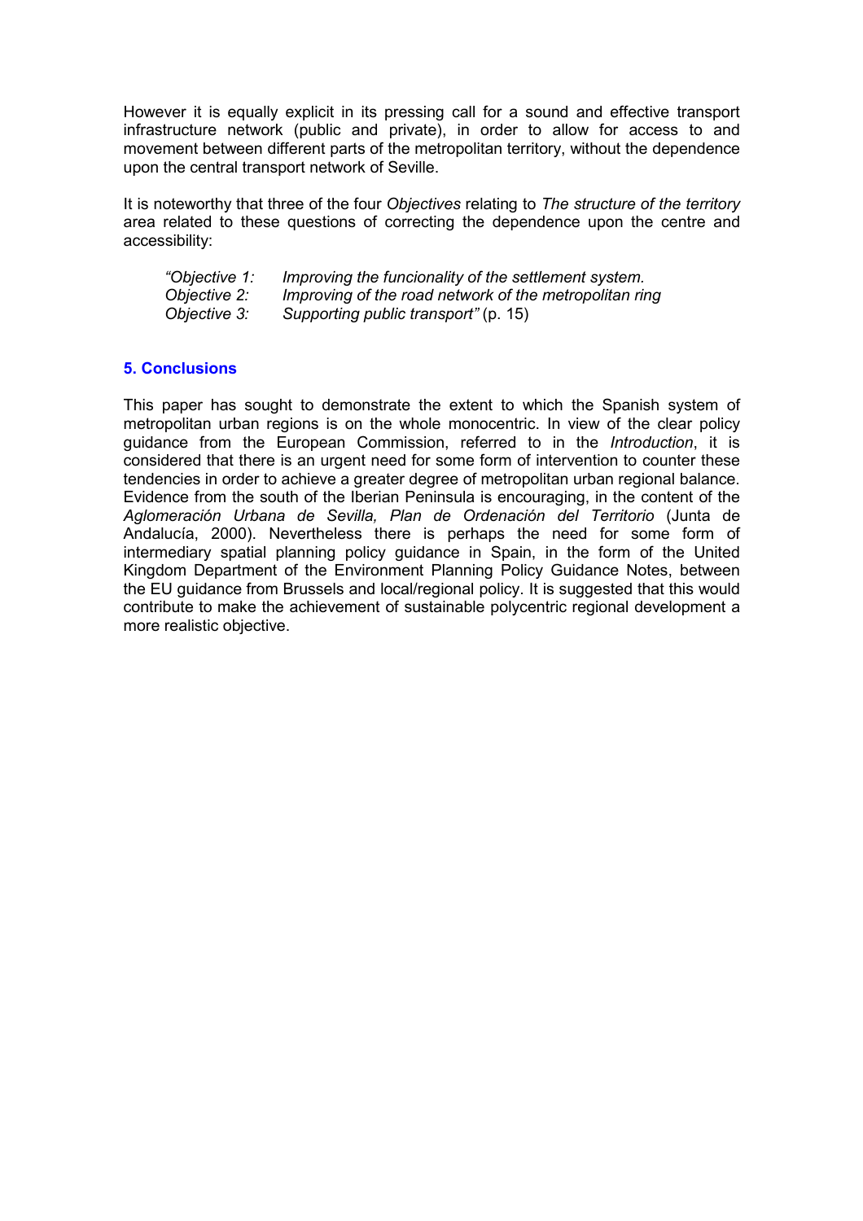However it is equally explicit in its pressing call for a sound and effective transport infrastructure network (public and private), in order to allow for access to and movement between different parts of the metropolitan territory, without the dependence upon the central transport network of Seville.

It is noteworthy that three of the four *Objectives* relating to *The structure of the territory* area related to these questions of correcting the dependence upon the centre and accessibility:

> *"Objective 1:* *Improving the funcionality of the settlement system.*
> *Objective 2:* *Improving of the road network of the metropolitan ring*
> *Objective 3:* *Supporting public transport"* (p. 15)

## 5. Conclusions

This paper has sought to demonstrate the extent to which the Spanish system of metropolitan urban regions is on the whole monocentric. In view of the clear policy guidance from the European Commission, referred to in the *Introduction*, it is considered that there is an urgent need for some form of intervention to counter these tendencies in order to achieve a greater degree of metropolitan urban regional balance. Evidence from the south of the Iberian Peninsula is encouraging, in the content of the *Aglomeración Urbana de Sevilla, Plan de Ordenación del Territorio* (Junta de Andalucía, 2000). Nevertheless there is perhaps the need for some form of intermediary spatial planning policy guidance in Spain, in the form of the United Kingdom Department of the Environment Planning Policy Guidance Notes, between the EU guidance from Brussels and local/regional policy. It is suggested that this would contribute to make the achievement of sustainable polycentric regional development a more realistic objective.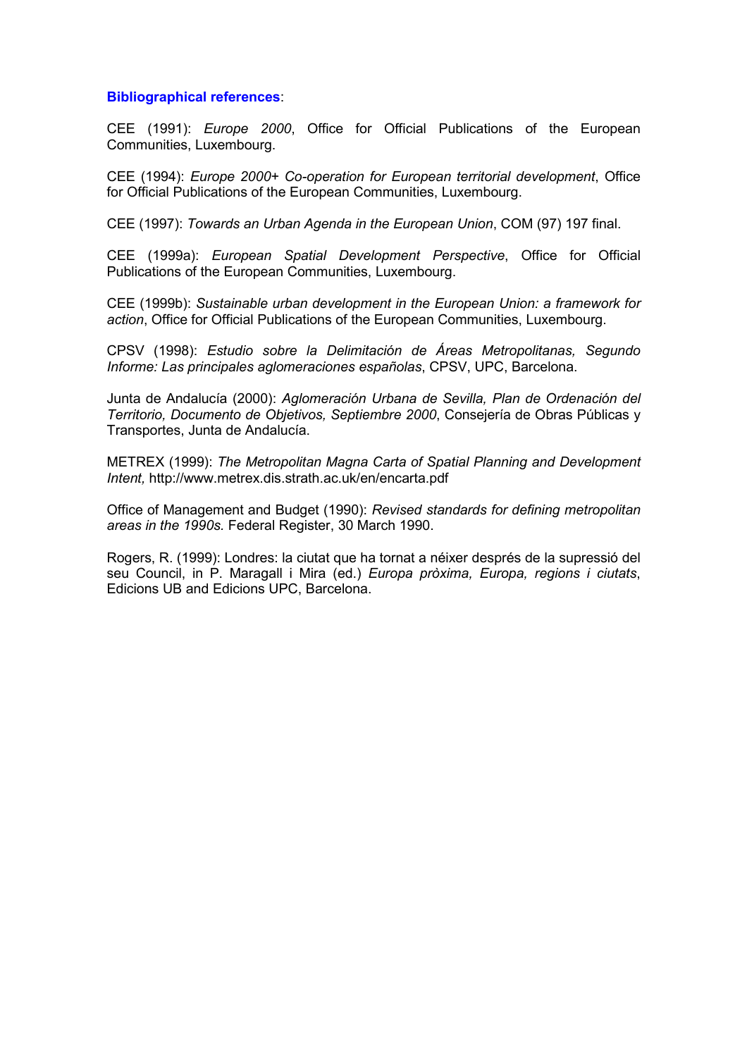**Bibliographical references**:

CEE (1991): *Europe 2000*, Office for Official Publications of the European Communities, Luxembourg.

CEE (1994): *Europe 2000+ Co-operation for European territorial development*, Office for Official Publications of the European Communities, Luxembourg.

CEE (1997): *Towards an Urban Agenda in the European Union*, COM (97) 197 final.

CEE (1999a): *European Spatial Development Perspective*, Office for Official Publications of the European Communities, Luxembourg.

CEE (1999b): *Sustainable urban development in the European Union: a framework for action*, Office for Official Publications of the European Communities, Luxembourg.

CPSV (1998): *Estudio sobre la Delimitación de Áreas Metropolitanas, Segundo Informe: Las principales aglomeraciones españolas*, CPSV, UPC, Barcelona.

Junta de Andalucía (2000): *Aglomeración Urbana de Sevilla, Plan de Ordenación del Territorio, Documento de Objetivos, Septiembre 2000*, Consejería de Obras Públicas y Transportes, Junta de Andalucía.

METREX (1999): *The Metropolitan Magna Carta of Spatial Planning and Development Intent,* http://www.metrex.dis.strath.ac.uk/en/encarta.pdf

Office of Management and Budget (1990): *Revised standards for defining metropolitan areas in the 1990s.* Federal Register, 30 March 1990.

Rogers, R. (1999): Londres: la ciutat que ha tornat a néixer després de la supressió del seu Council, in P. Maragall i Mira (ed.) *Europa pròxima, Europa, regions i ciutats*, Edicions UB and Edicions UPC, Barcelona.